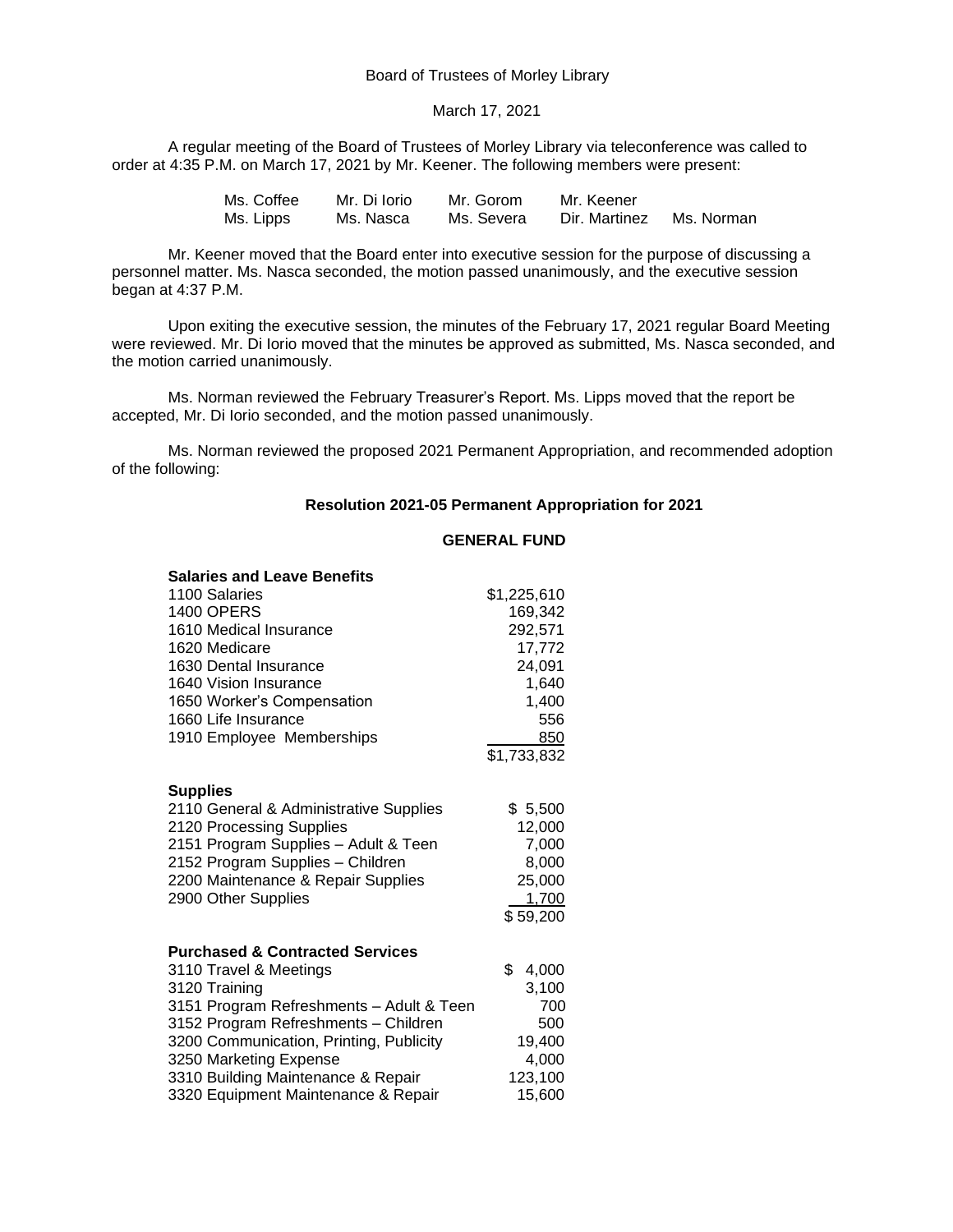Board of Trustees of Morley Library

March 17, 2021

A regular meeting of the Board of Trustees of Morley Library via teleconference was called to order at 4:35 P.M. on March 17, 2021 by Mr. Keener. The following members were present:

| | | | | |
|---|---|---|---|---|
| Ms. Coffee | Mr. Di Iorio | Mr. Gorom | Mr. Keener | |
| Ms. Lipps | Ms. Nasca | Ms. Severa | Dir. Martinez | Ms. Norman |

Mr. Keener moved that the Board enter into executive session for the purpose of discussing a personnel matter. Ms. Nasca seconded, the motion passed unanimously, and the executive session began at 4:37 P.M.

Upon exiting the executive session, the minutes of the February 17, 2021 regular Board Meeting were reviewed. Mr. Di Iorio moved that the minutes be approved as submitted, Ms. Nasca seconded, and the motion carried unanimously.

Ms. Norman reviewed the February Treasurer's Report. Ms. Lipps moved that the report be accepted, Mr. Di Iorio seconded, and the motion passed unanimously.

Ms. Norman reviewed the proposed 2021 Permanent Appropriation, and recommended adoption of the following:

**Resolution 2021-05 Permanent Appropriation for 2021**

**GENERAL FUND**

| **Salaries and Leave Benefits** | |
|---|---|
| 1100 Salaries | $1,225,610 |
| 1400 OPERS | 169,342 |
| 1610 Medical Insurance | 292,571 |
| 1620 Medicare | 17,772 |
| 1630 Dental Insurance | 24,091 |
| 1640 Vision Insurance | 1,640 |
| 1650 Worker's Compensation | 1,400 |
| 1660 Life Insurance | 556 |
| 1910 Employee Memberships | 850 |
| | $1,733,832 |

| **Supplies** | |
|---|---|
| 2110 General & Administrative Supplies | $ 5,500 |
| 2120 Processing Supplies | 12,000 |
| 2151 Program Supplies – Adult & Teen | 7,000 |
| 2152 Program Supplies – Children | 8,000 |
| 2200 Maintenance & Repair Supplies | 25,000 |
| 2900 Other Supplies | 1,700 |
| | $ 59,200 |

| **Purchased & Contracted Services** | |
|---|---|
| 3110 Travel & Meetings | $ 4,000 |
| 3120 Training | 3,100 |
| 3151 Program Refreshments – Adult & Teen | 700 |
| 3152 Program Refreshments – Children | 500 |
| 3200 Communication, Printing, Publicity | 19,400 |
| 3250 Marketing Expense | 4,000 |
| 3310 Building Maintenance & Repair | 123,100 |
| 3320 Equipment Maintenance & Repair | 15,600 |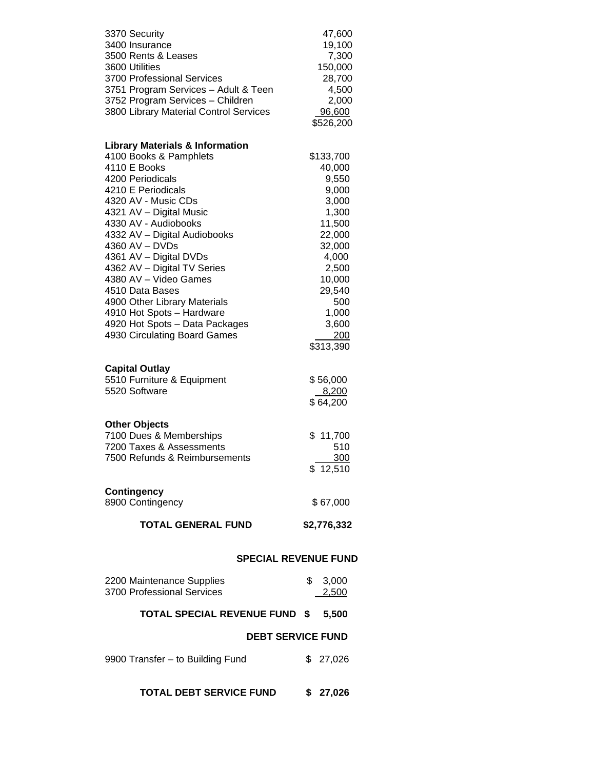| | |
|---|---|
| 3370 Security | 47,600 |
| 3400 Insurance | 19,100 |
| 3500 Rents & Leases | 7,300 |
| 3600 Utilities | 150,000 |
| 3700 Professional Services | 28,700 |
| 3751 Program Services – Adult & Teen | 4,500 |
| 3752 Program Services – Children | 2,000 |
| 3800 Library Material Control Services | 96,600 |
| | $526,200 |

**Library Materials & Information**

| | |
|---|---|
| 4100 Books & Pamphlets | $133,700 |
| 4110 E Books | 40,000 |
| 4200 Periodicals | 9,550 |
| 4210 E Periodicals | 9,000 |
| 4320 AV - Music CDs | 3,000 |
| 4321 AV – Digital Music | 1,300 |
| 4330 AV - Audiobooks | 11,500 |
| 4332 AV – Digital Audiobooks | 22,000 |
| 4360 AV – DVDs | 32,000 |
| 4361 AV – Digital DVDs | 4,000 |
| 4362 AV – Digital TV Series | 2,500 |
| 4380 AV – Video Games | 10,000 |
| 4510 Data Bases | 29,540 |
| 4900 Other Library Materials | 500 |
| 4910 Hot Spots – Hardware | 1,000 |
| 4920 Hot Spots – Data Packages | 3,600 |
| 4930 Circulating Board Games | 200 |
| | $313,390 |

**Capital Outlay**

| | |
|---|---|
| 5510 Furniture & Equipment | $ 56,000 |
| 5520 Software | 8,200 |
| | $ 64,200 |

**Other Objects**

| | |
|---|---|
| 7100 Dues & Memberships | $ 11,700 |
| 7200 Taxes & Assessments | 510 |
| 7500 Refunds & Reimbursements | 300 |
| | $ 12,510 |

**Contingency**

| | |
|---|---|
| 8900 Contingency | $ 67,000 |

**TOTAL GENERAL FUND $2,776,332**

**SPECIAL REVENUE FUND**

| | |
|---|---|
| 2200 Maintenance Supplies | $ 3,000 |
| 3700 Professional Services | 2,500 |

**TOTAL SPECIAL REVENUE FUND $ 5,500**

**DEBT SERVICE FUND**

| | |
|---|---|
| 9900 Transfer – to Building Fund | $ 27,026 |

**TOTAL DEBT SERVICE FUND $ 27,026**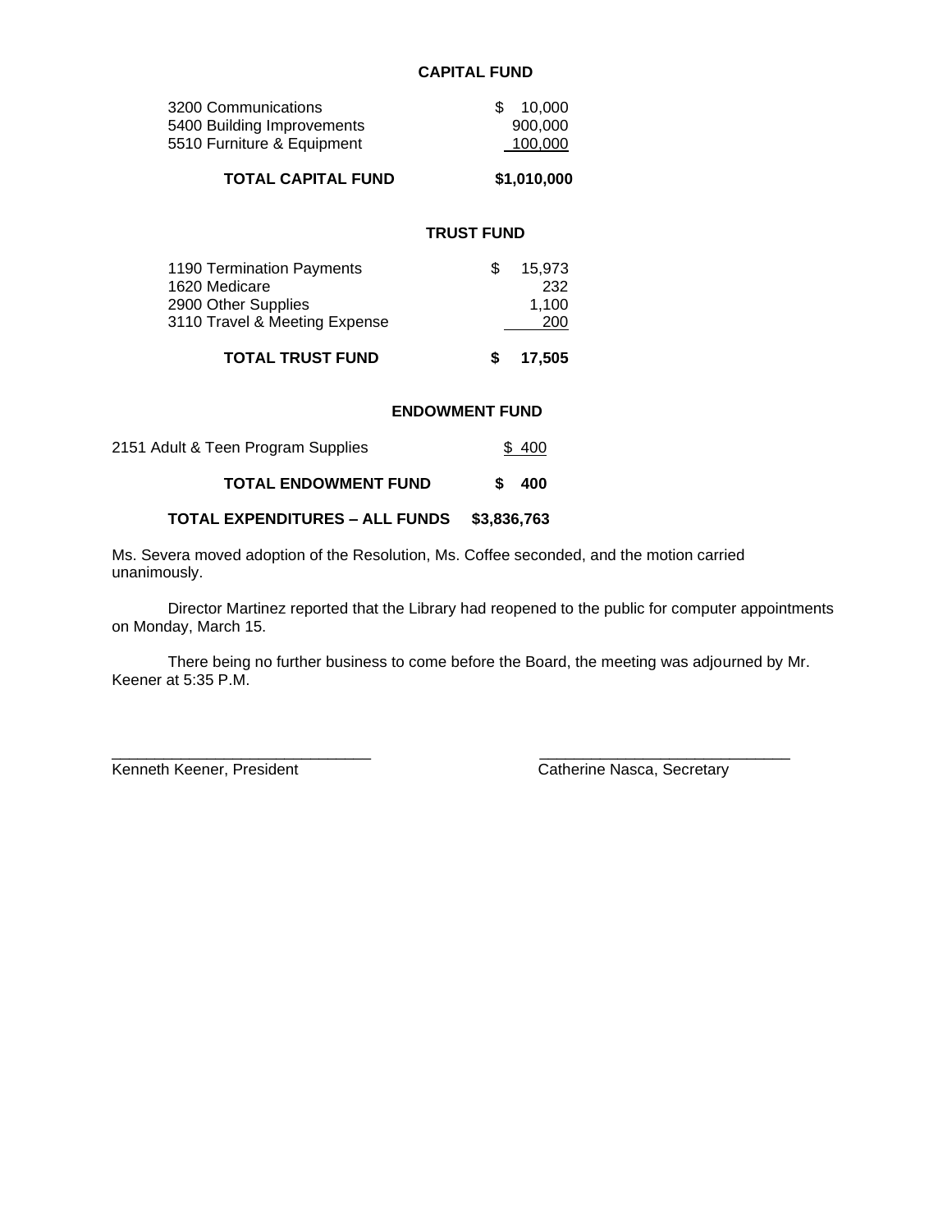### CAPITAL FUND

| | |
|---|---|
| 3200 Communications | $ 10,000 |
| 5400 Building Improvements | 900,000 |
| 5510 Furniture & Equipment | 100,000 |
| **TOTAL CAPITAL FUND** | **$1,010,000** |

### TRUST FUND

| | |
|---|---|
| 1190 Termination Payments | $ 15,973 |
| 1620 Medicare | 232 |
| 2900 Other Supplies | 1,100 |
| 3110 Travel & Meeting Expense | 200 |
| **TOTAL TRUST FUND** | **$ 17,505** |

### ENDOWMENT FUND

| | |
|---|---|
| 2151 Adult & Teen Program Supplies | $ 400 |
| **TOTAL ENDOWMENT FUND** | **$ 400** |

**TOTAL EXPENDITURES – ALL FUNDS $3,836,763**

Ms. Severa moved adoption of the Resolution, Ms. Coffee seconded, and the motion carried unanimously.

Director Martinez reported that the Library had reopened to the public for computer appointments on Monday, March 15.

There being no further business to come before the Board, the meeting was adjourned by Mr. Keener at 5:35 P.M.

_____________________________ Kenneth Keener, President

_____________________________ Catherine Nasca, Secretary